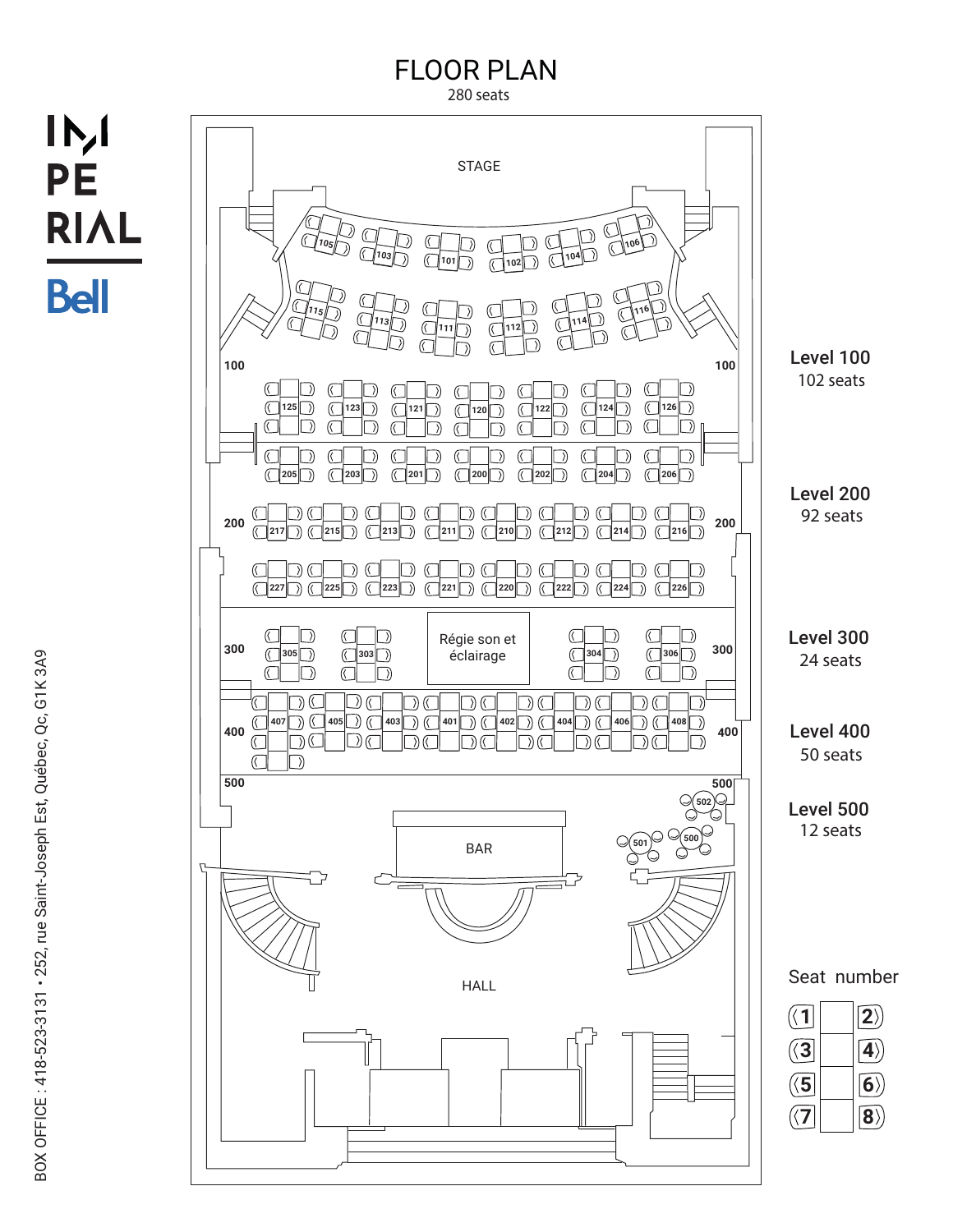# FLOOR PLAN

280 seats

IMPERIAL Bell

STAGE

Level 100
102 seats

Level 200
92 seats

Level 300
24 seats

Level 400
50 seats

Level 500
12 seats

Régie son et éclairage

BAR

HALL

Seat number

| 1 | | 2 |
|---|---|---|
| 3 | | 4 |
| 5 | | 6 |
| 7 | | 8 |

BOX OFFICE : 418-523-3131 • 252, rue Saint-Joseph Est, Québec, Qc, G1K 3A9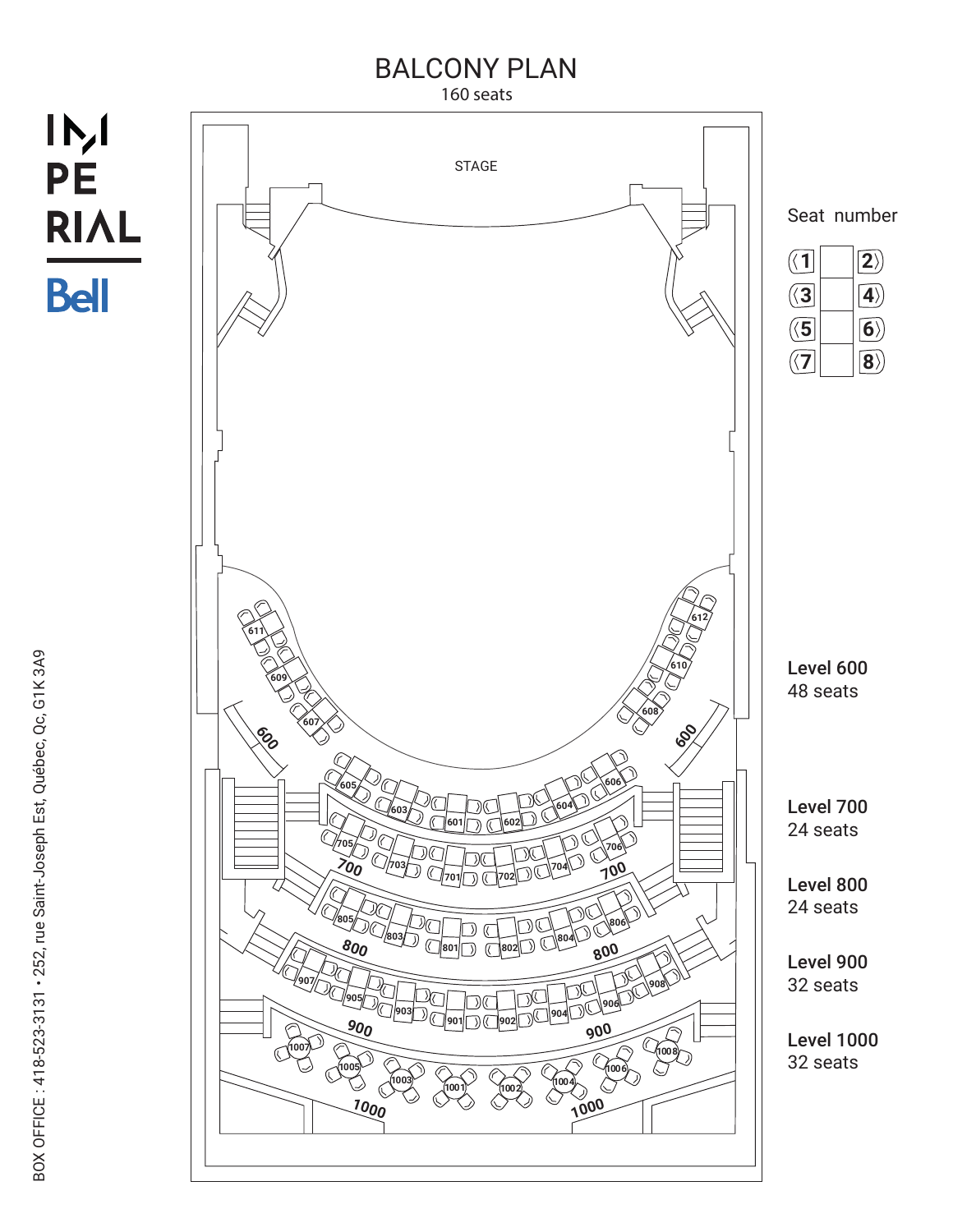# BALCONY PLAN

160 seats

IMPERIAL Bell

STAGE

Seat number

1 2
3 4
5 6
7 8

Level 600
48 seats

Level 700
24 seats

Level 800
24 seats

Level 900
32 seats

Level 1000
32 seats

600 611 609 607 605 603 601 602 604 606 608 610 612 600

700 705 703 701 702 704 706 700

800 805 803 801 802 804 806 800

900 907 905 903 901 902 904 906 908 900

1000 1007 1005 1003 1001 1002 1004 1006 1008 1000

BOX OFFICE : 418-523-3131 • 252, rue Saint-Joseph Est, Québec, Qc, G1K 3A9